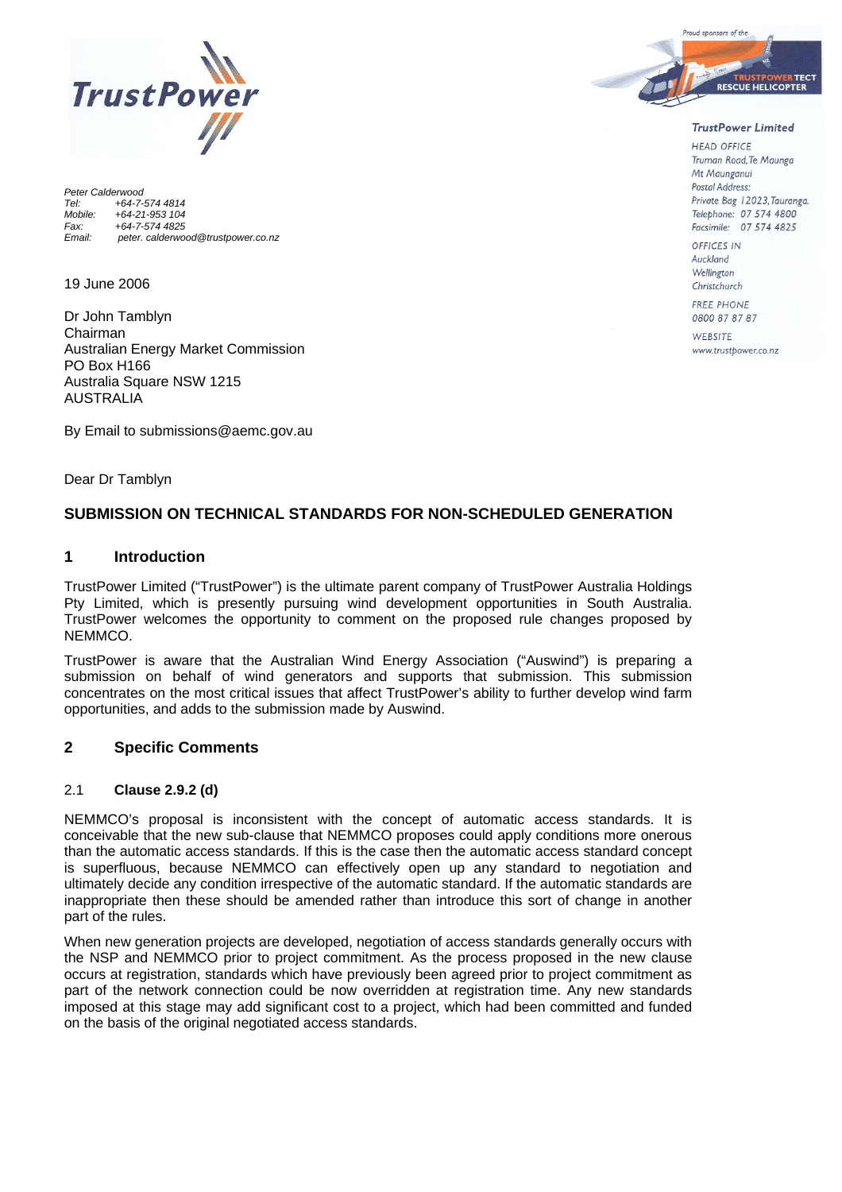TrustPower

Proud sponsors of the TRUSTPOWER TECT RESCUE HELICOPTER

**TrustPower Limited**

HEAD OFFICE
Truman Road, Te Maunga
Mt Maunganui
Postal Address:
Private Bag 12023, Tauranga.
Telephone: 07 574 4800
Facsimile: 07 574 4825

OFFICES IN
Auckland
Wellington
Christchurch

FREE PHONE
0800 87 87 87

WEBSITE
www.trustpower.co.nz

*Peter Calderwood*
*Tel: +64-7-574 4814*
*Mobile: +64-21-953 104*
*Fax: +64-7-574 4825*
*Email: peter. calderwood@trustpower.co.nz*

19 June 2006

Dr John Tamblyn
Chairman
Australian Energy Market Commission
PO Box H166
Australia Square NSW 1215
AUSTRALIA

By Email to submissions@aemc.gov.au

Dear Dr Tamblyn

## SUBMISSION ON TECHNICAL STANDARDS FOR NON-SCHEDULED GENERATION

### 1 Introduction

TrustPower Limited ("TrustPower") is the ultimate parent company of TrustPower Australia Holdings Pty Limited, which is presently pursuing wind development opportunities in South Australia. TrustPower welcomes the opportunity to comment on the proposed rule changes proposed by NEMMCO.

TrustPower is aware that the Australian Wind Energy Association ("Auswind") is preparing a submission on behalf of wind generators and supports that submission. This submission concentrates on the most critical issues that affect TrustPower's ability to further develop wind farm opportunities, and adds to the submission made by Auswind.

### 2 Specific Comments

#### 2.1 Clause 2.9.2 (d)

NEMMCO's proposal is inconsistent with the concept of automatic access standards. It is conceivable that the new sub-clause that NEMMCO proposes could apply conditions more onerous than the automatic access standards. If this is the case then the automatic access standard concept is superfluous, because NEMMCO can effectively open up any standard to negotiation and ultimately decide any condition irrespective of the automatic standard. If the automatic standards are inappropriate then these should be amended rather than introduce this sort of change in another part of the rules.

When new generation projects are developed, negotiation of access standards generally occurs with the NSP and NEMMCO prior to project commitment. As the process proposed in the new clause occurs at registration, standards which have previously been agreed prior to project commitment as part of the network connection could be now overridden at registration time. Any new standards imposed at this stage may add significant cost to a project, which had been committed and funded on the basis of the original negotiated access standards.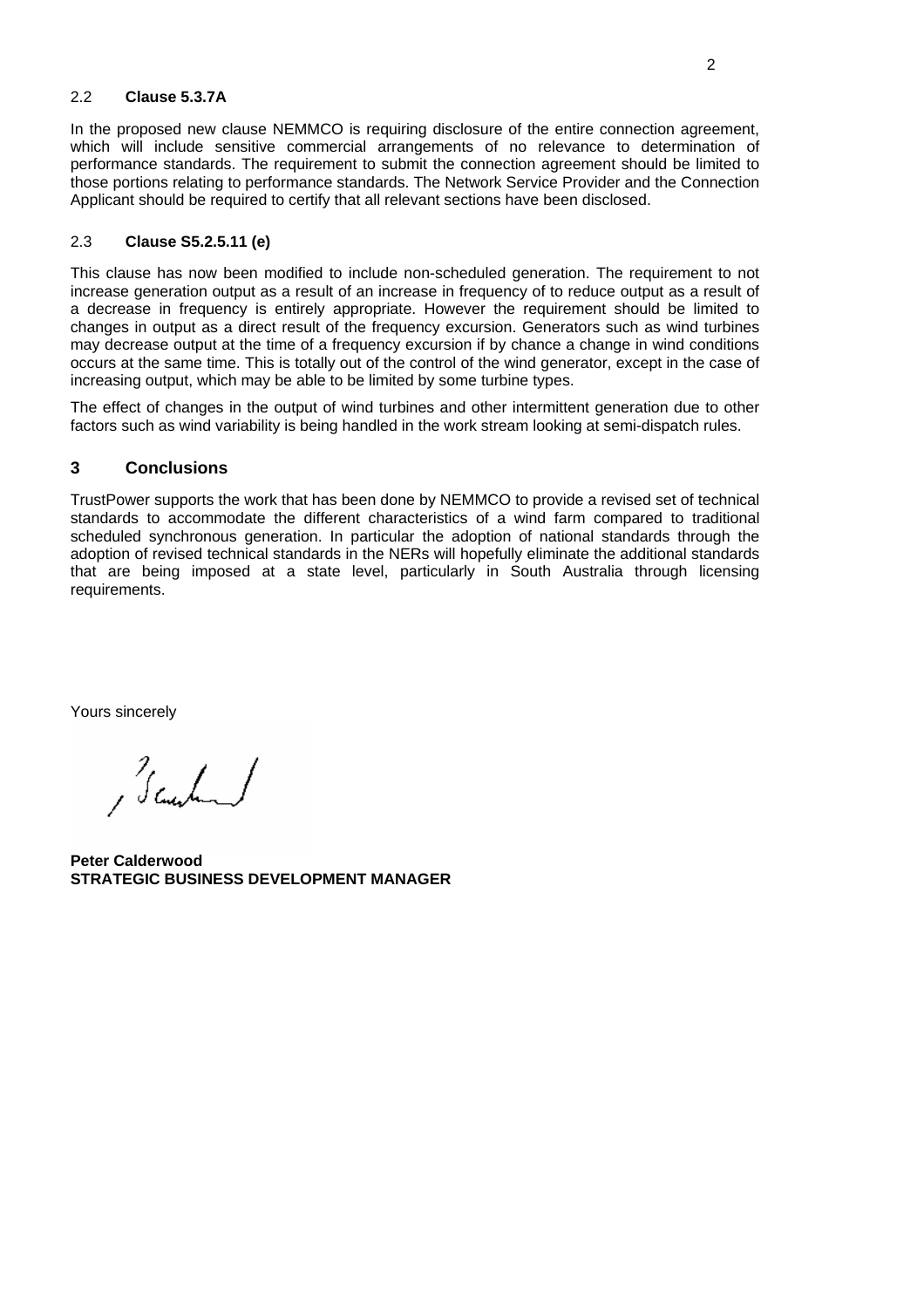### 2.2 **Clause 5.3.7A**

In the proposed new clause NEMMCO is requiring disclosure of the entire connection agreement, which will include sensitive commercial arrangements of no relevance to determination of performance standards. The requirement to submit the connection agreement should be limited to those portions relating to performance standards. The Network Service Provider and the Connection Applicant should be required to certify that all relevant sections have been disclosed.

### 2.3 **Clause S5.2.5.11 (e)**

This clause has now been modified to include non-scheduled generation. The requirement to not increase generation output as a result of an increase in frequency of to reduce output as a result of a decrease in frequency is entirely appropriate. However the requirement should be limited to changes in output as a direct result of the frequency excursion. Generators such as wind turbines may decrease output at the time of a frequency excursion if by chance a change in wind conditions occurs at the same time. This is totally out of the control of the wind generator, except in the case of increasing output, which may be able to be limited by some turbine types.

The effect of changes in the output of wind turbines and other intermittent generation due to other factors such as wind variability is being handled in the work stream looking at semi-dispatch rules.

## 3 Conclusions

TrustPower supports the work that has been done by NEMMCO to provide a revised set of technical standards to accommodate the different characteristics of a wind farm compared to traditional scheduled synchronous generation. In particular the adoption of national standards through the adoption of revised technical standards in the NERs will hopefully eliminate the additional standards that are being imposed at a state level, particularly in South Australia through licensing requirements.

Yours sincerely

**Peter Calderwood**
**STRATEGIC BUSINESS DEVELOPMENT MANAGER**